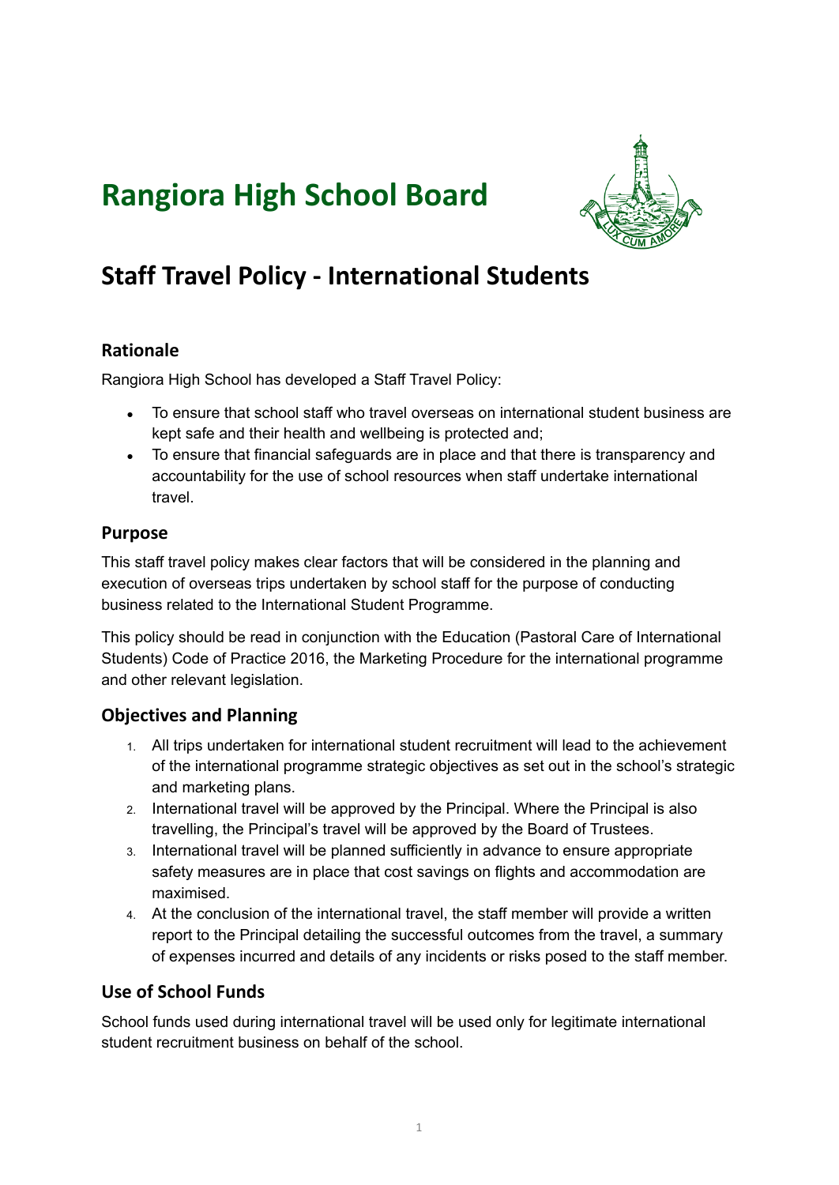# Rangiora High School Board

## Staff Travel Policy - International Students

### Rationale

Rangiora High School has developed a Staff Travel Policy:

- To ensure that school staff who travel overseas on international student business are kept safe and their health and wellbeing is protected and;
- To ensure that financial safeguards are in place and that there is transparency and accountability for the use of school resources when staff undertake international travel.

### Purpose

This staff travel policy makes clear factors that will be considered in the planning and execution of overseas trips undertaken by school staff for the purpose of conducting business related to the International Student Programme.

This policy should be read in conjunction with the Education (Pastoral Care of International Students) Code of Practice 2016, the Marketing Procedure for the international programme and other relevant legislation.

### Objectives and Planning

1. All trips undertaken for international student recruitment will lead to the achievement of the international programme strategic objectives as set out in the school's strategic and marketing plans.
2. International travel will be approved by the Principal. Where the Principal is also travelling, the Principal's travel will be approved by the Board of Trustees.
3. International travel will be planned sufficiently in advance to ensure appropriate safety measures are in place that cost savings on flights and accommodation are maximised.
4. At the conclusion of the international travel, the staff member will provide a written report to the Principal detailing the successful outcomes from the travel, a summary of expenses incurred and details of any incidents or risks posed to the staff member.

### Use of School Funds

School funds used during international travel will be used only for legitimate international student recruitment business on behalf of the school.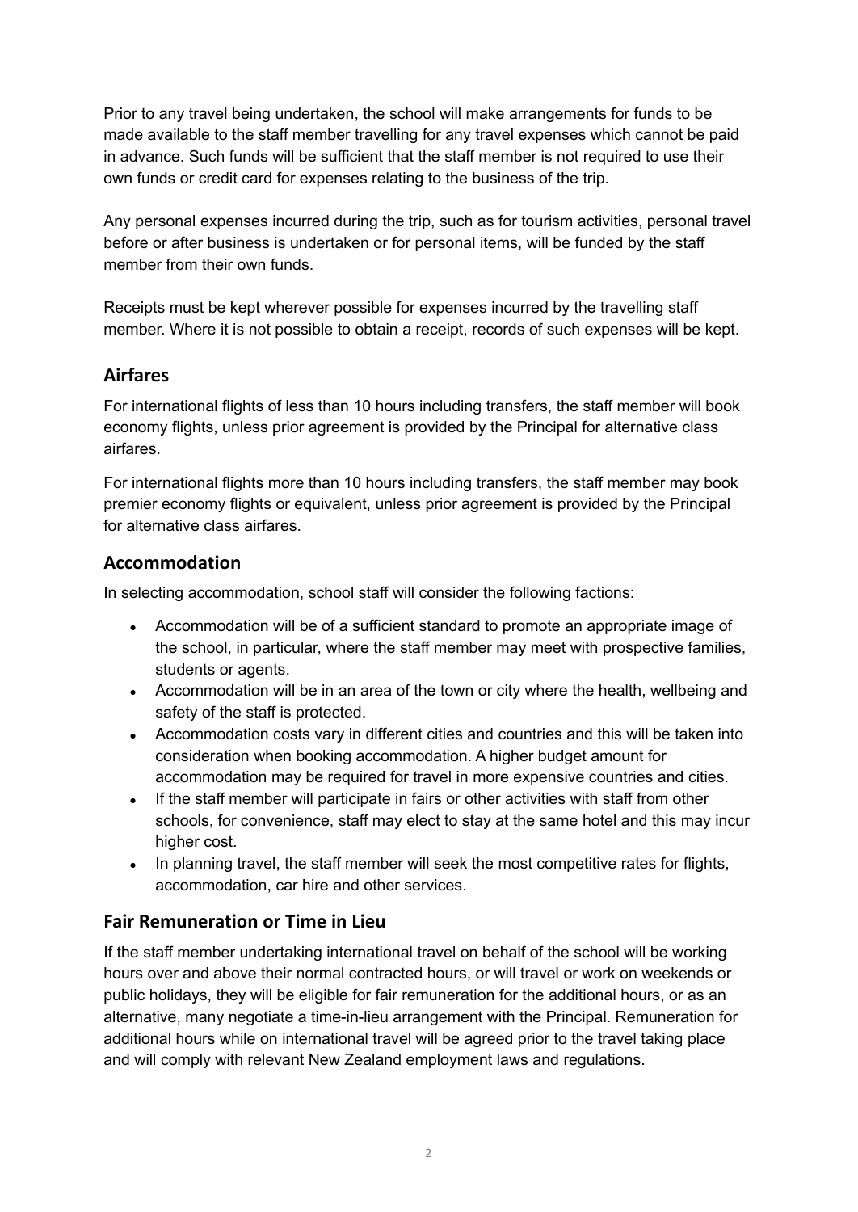Prior to any travel being undertaken, the school will make arrangements for funds to be made available to the staff member travelling for any travel expenses which cannot be paid in advance. Such funds will be sufficient that the staff member is not required to use their own funds or credit card for expenses relating to the business of the trip.

Any personal expenses incurred during the trip, such as for tourism activities, personal travel before or after business is undertaken or for personal items, will be funded by the staff member from their own funds.

Receipts must be kept wherever possible for expenses incurred by the travelling staff member. Where it is not possible to obtain a receipt, records of such expenses will be kept.

## Airfares

For international flights of less than 10 hours including transfers, the staff member will book economy flights, unless prior agreement is provided by the Principal for alternative class airfares.

For international flights more than 10 hours including transfers, the staff member may book premier economy flights or equivalent, unless prior agreement is provided by the Principal for alternative class airfares.

## Accommodation

In selecting accommodation, school staff will consider the following factions:

- Accommodation will be of a sufficient standard to promote an appropriate image of the school, in particular, where the staff member may meet with prospective families, students or agents.
- Accommodation will be in an area of the town or city where the health, wellbeing and safety of the staff is protected.
- Accommodation costs vary in different cities and countries and this will be taken into consideration when booking accommodation. A higher budget amount for accommodation may be required for travel in more expensive countries and cities.
- If the staff member will participate in fairs or other activities with staff from other schools, for convenience, staff may elect to stay at the same hotel and this may incur higher cost.
- In planning travel, the staff member will seek the most competitive rates for flights, accommodation, car hire and other services.

## Fair Remuneration or Time in Lieu

If the staff member undertaking international travel on behalf of the school will be working hours over and above their normal contracted hours, or will travel or work on weekends or public holidays, they will be eligible for fair remuneration for the additional hours, or as an alternative, many negotiate a time-in-lieu arrangement with the Principal. Remuneration for additional hours while on international travel will be agreed prior to the travel taking place and will comply with relevant New Zealand employment laws and regulations.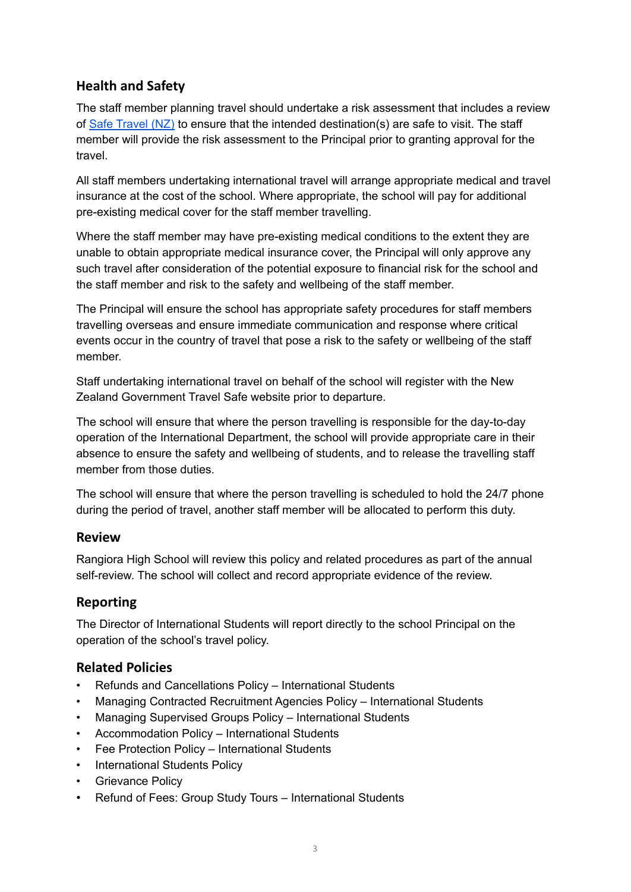## Health and Safety

The staff member planning travel should undertake a risk assessment that includes a review of [Safe Travel (NZ)] to ensure that the intended destination(s) are safe to visit. The staff member will provide the risk assessment to the Principal prior to granting approval for the travel.

All staff members undertaking international travel will arrange appropriate medical and travel insurance at the cost of the school. Where appropriate, the school will pay for additional pre-existing medical cover for the staff member travelling.

Where the staff member may have pre-existing medical conditions to the extent they are unable to obtain appropriate medical insurance cover, the Principal will only approve any such travel after consideration of the potential exposure to financial risk for the school and the staff member and risk to the safety and wellbeing of the staff member.

The Principal will ensure the school has appropriate safety procedures for staff members travelling overseas and ensure immediate communication and response where critical events occur in the country of travel that pose a risk to the safety or wellbeing of the staff member.

Staff undertaking international travel on behalf of the school will register with the New Zealand Government Travel Safe website prior to departure.

The school will ensure that where the person travelling is responsible for the day-to-day operation of the International Department, the school will provide appropriate care in their absence to ensure the safety and wellbeing of students, and to release the travelling staff member from those duties.

The school will ensure that where the person travelling is scheduled to hold the 24/7 phone during the period of travel, another staff member will be allocated to perform this duty.

## Review

Rangiora High School will review this policy and related procedures as part of the annual self-review. The school will collect and record appropriate evidence of the review.

## Reporting

The Director of International Students will report directly to the school Principal on the operation of the school's travel policy.

## Related Policies

- Refunds and Cancellations Policy – International Students
- Managing Contracted Recruitment Agencies Policy – International Students
- Managing Supervised Groups Policy – International Students
- Accommodation Policy – International Students
- Fee Protection Policy – International Students
- International Students Policy
- Grievance Policy
- Refund of Fees: Group Study Tours – International Students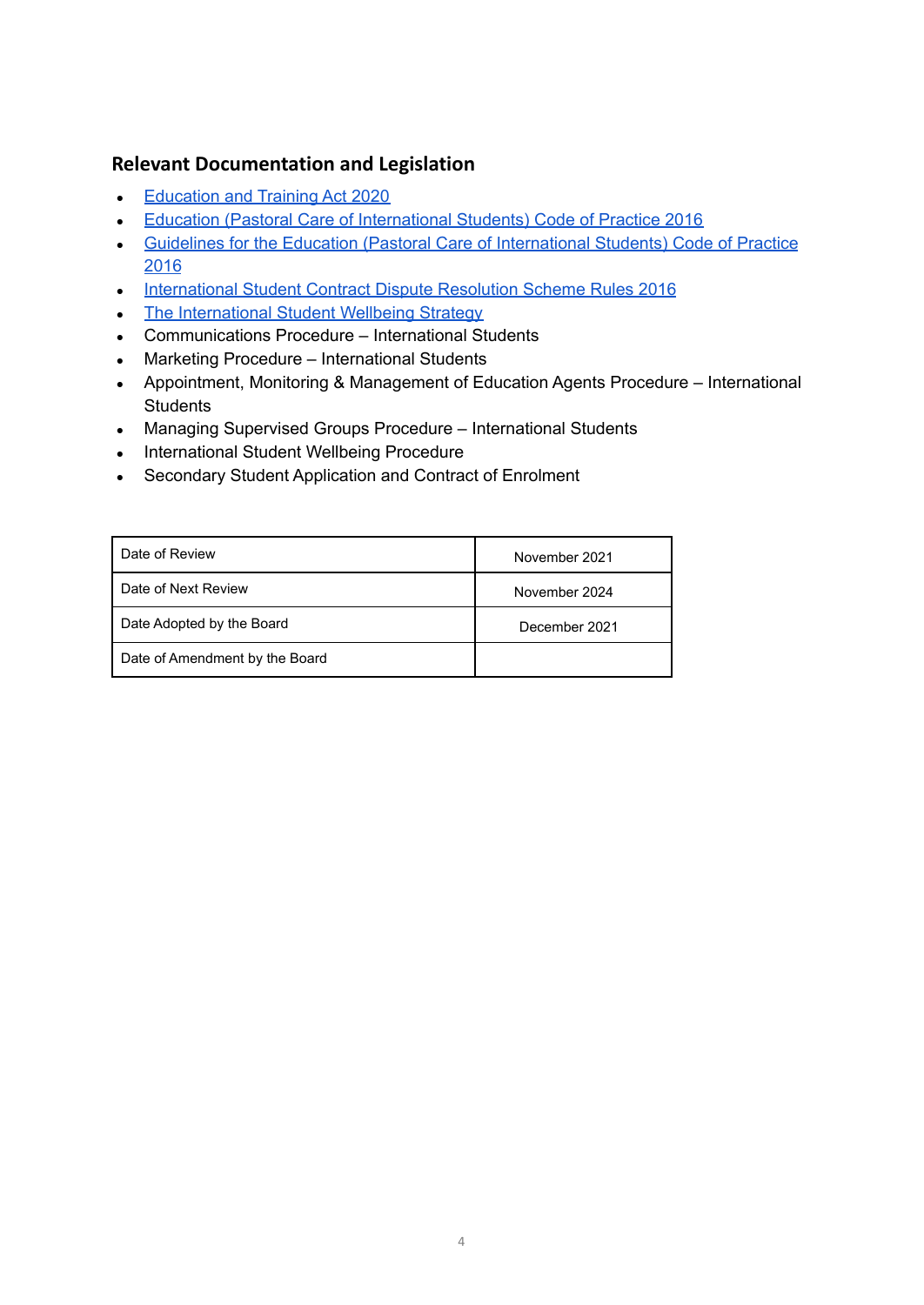## Relevant Documentation and Legislation

- Education and Training Act 2020
- Education (Pastoral Care of International Students) Code of Practice 2016
- Guidelines for the Education (Pastoral Care of International Students) Code of Practice 2016
- International Student Contract Dispute Resolution Scheme Rules 2016
- The International Student Wellbeing Strategy
- Communications Procedure – International Students
- Marketing Procedure – International Students
- Appointment, Monitoring & Management of Education Agents Procedure – International Students
- Managing Supervised Groups Procedure – International Students
- International Student Wellbeing Procedure
- Secondary Student Application and Contract of Enrolment

| | |
|---|---|
| Date of Review | November 2021 |
| Date of Next Review | November 2024 |
| Date Adopted by the Board | December 2021 |
| Date of Amendment by the Board | |